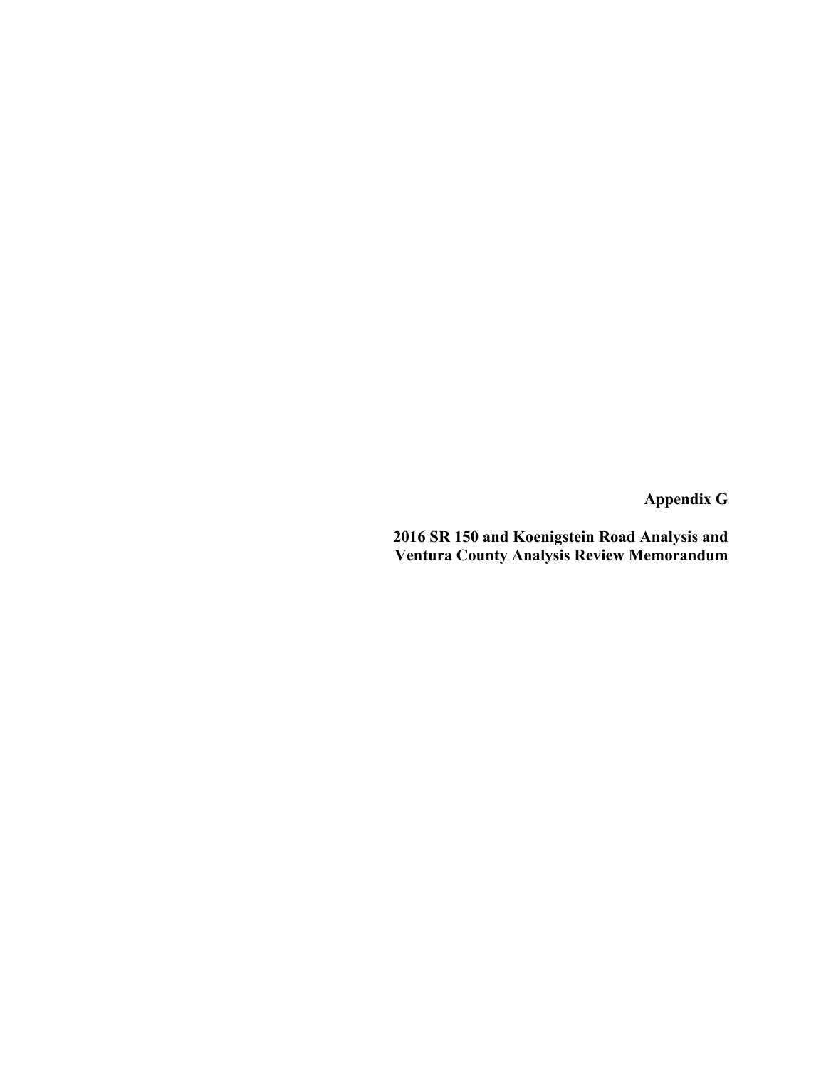# Appendix G

## 2016 SR 150 and Koenigstein Road Analysis and Ventura County Analysis Review Memorandum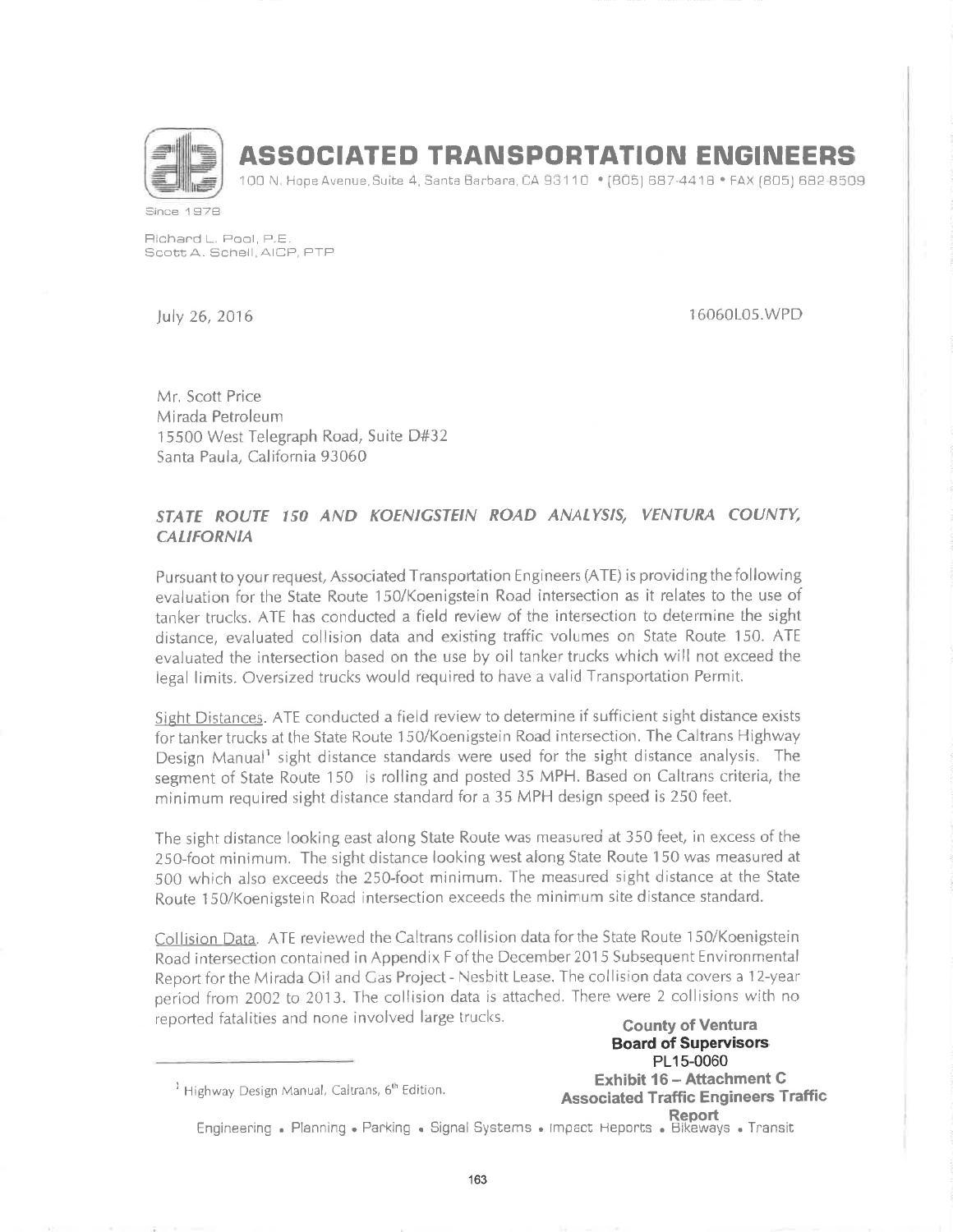# ASSOCIATED TRANSPORTATION ENGINEERS

100 N. Hope Avenue, Suite 4, Santa Barbara, CA 93110 • (805) 687-4418 • FAX (805) 682-8509

Since 1978

Richard L. Pool, P.E.
Scott A. Schell, AICP, PTP

July 26, 2016

16060L05.WPD

Mr. Scott Price
Mirada Petroleum
15500 West Telegraph Road, Suite D#32
Santa Paula, California 93060

***STATE ROUTE 150 AND KOENIGSTEIN ROAD ANALYSIS, VENTURA COUNTY, CALIFORNIA***

Pursuant to your request, Associated Transportation Engineers (ATE) is providing the following evaluation for the State Route 150/Koenigstein Road intersection as it relates to the use of tanker trucks. ATE has conducted a field review of the intersection to determine the sight distance, evaluated collision data and existing traffic volumes on State Route 150. ATE evaluated the intersection based on the use by oil tanker trucks which will not exceed the legal limits. Oversized trucks would required to have a valid Transportation Permit.

Sight Distances. ATE conducted a field review to determine if sufficient sight distance exists for tanker trucks at the State Route 150/Koenigstein Road intersection. The Caltrans Highway Design Manual[1] sight distance standards were used for the sight distance analysis. The segment of State Route 150 is rolling and posted 35 MPH. Based on Caltrans criteria, the minimum required sight distance standard for a 35 MPH design speed is 250 feet.

The sight distance looking east along State Route was measured at 350 feet, in excess of the 250-foot minimum. The sight distance looking west along State Route 150 was measured at 500 which also exceeds the 250-foot minimum. The measured sight distance at the State Route 150/Koenigstein Road intersection exceeds the minimum site distance standard.

Collision Data. ATE reviewed the Caltrans collision data for the State Route 150/Koenigstein Road intersection contained in Appendix F of the December 2015 Subsequent Environmental Report for the Mirada Oil and Gas Project - Nesbitt Lease. The collision data covers a 12-year period from 2002 to 2013. The collision data is attached. There were 2 collisions with no reported fatalities and none involved large trucks.

**County of Ventura**
**Board of Supervisors**
**PL15-0060**
**Exhibit 16 – Attachment C**
**Associated Traffic Engineers Traffic Report**

[1] Highway Design Manual, Caltrans, 6th Edition.

Engineering • Planning • Parking • Signal Systems • Impact Reports • Bikeways • Transit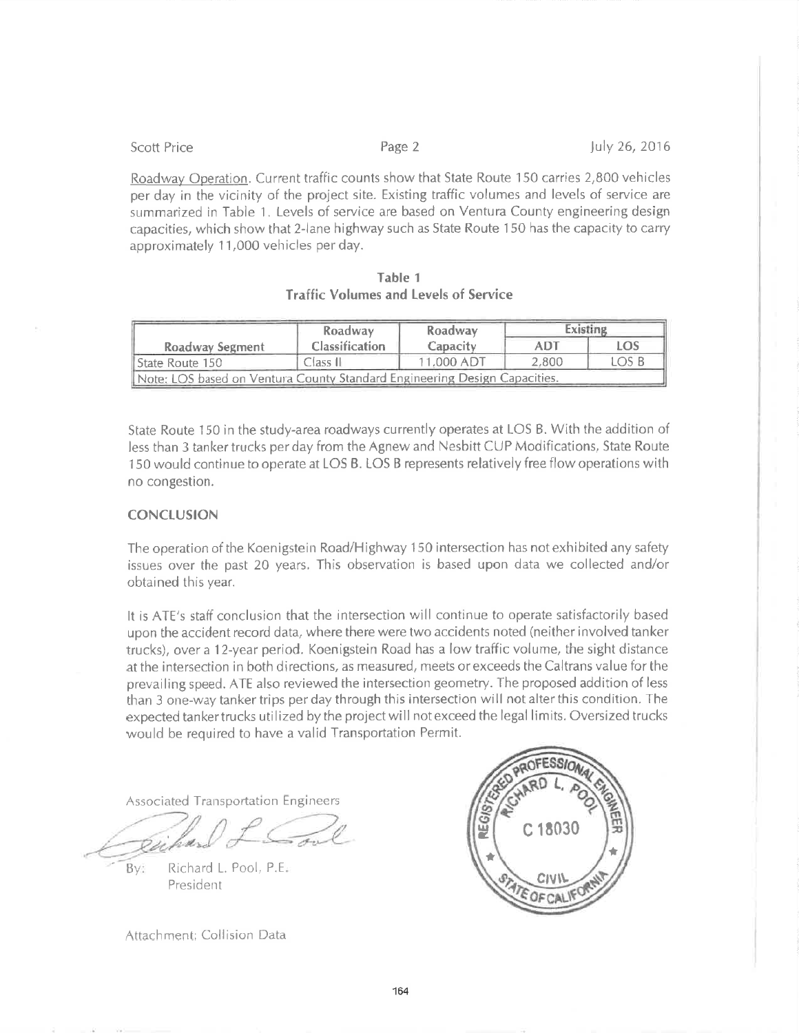Roadway Operation. Current traffic counts show that State Route 150 carries 2,800 vehicles per day in the vicinity of the project site. Existing traffic volumes and levels of service are summarized in Table 1. Levels of service are based on Ventura County engineering design capacities, which show that 2-lane highway such as State Route 150 has the capacity to carry approximately 11,000 vehicles per day.

**Table 1**
**Traffic Volumes and Levels of Service**

| Roadway Segment | Roadway Classification | Roadway Capacity | Existing | |
|---|---|---|---|---|
| | | | ADT | LOS |
| State Route 150 | Class II | 11,000 ADT | 2,800 | LOS B |
| Note: LOS based on Ventura County Standard Engineering Design Capacities. | | | | |

State Route 150 in the study-area roadways currently operates at LOS B. With the addition of less than 3 tanker trucks per day from the Agnew and Nesbitt CUP Modifications, State Route 150 would continue to operate at LOS B. LOS B represents relatively free flow operations with no congestion.

## CONCLUSION

The operation of the Koenigstein Road/Highway 150 intersection has not exhibited any safety issues over the past 20 years. This observation is based upon data we collected and/or obtained this year.

It is ATE's staff conclusion that the intersection will continue to operate satisfactorily based upon the accident record data, where there were two accidents noted (neither involved tanker trucks), over a 12-year period. Koenigstein Road has a low traffic volume, the sight distance at the intersection in both directions, as measured, meets or exceeds the Caltrans value for the prevailing speed. ATE also reviewed the intersection geometry. The proposed addition of less than 3 one-way tanker trips per day through this intersection will not alter this condition. The expected tanker trucks utilized by the project will not exceed the legal limits. Oversized trucks would be required to have a valid Transportation Permit.

Associated Transportation Engineers

By: Richard L. Pool, P.E.
President

REGISTERED PROFESSIONAL ENGINEER
RICHARD L. POOL
C 18030
CIVIL
STATE OF CALIFORNIA

Attachment: Collision Data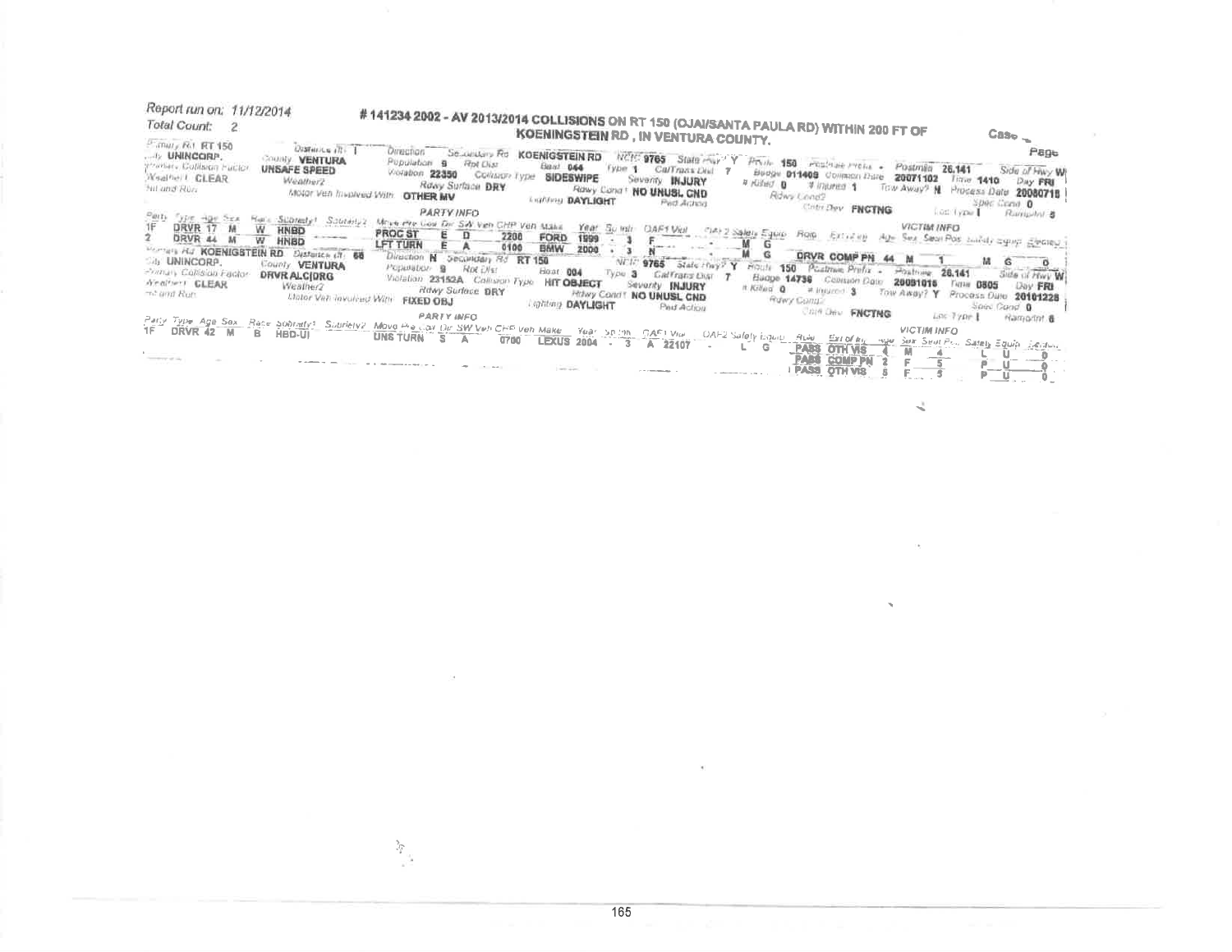Report run on: 11/12/2014
Total Count: 2

# #141234 2002 - AV 2013/2014 COLLISIONS ON RT 150 (OJAI/SANTA PAULA RD) WITHIN 200 FT OF KOENINGSTEIN RD, IN VENTURA COUNTY.

Case

Page

Primary Rd RT 150 | Distance (ft) 1 | Direction | Secondary Rd KOENIGSTEIN RD | NCIC 9765 | State Hwy? Y | Route 150 | Postmile Prefix - | Postmile 26.141 | Side of Hwy W
City UNINCORP. | County VENTURA | Population 9 | Rpt Dist | Beat 044 | Type 1 | CalTrans Dist 7 | Badge 011408 | Collision Date 20071102 | Time 1410 | Day FRI
Primary Collision Factor UNSAFE SPEED | Violation 22350 | Collision Type SIDESWIPE | Severity INJURY | # Killed 0 | # Injured 1 | Tow Away? N | Process Date 20080718
Weather1 CLEAR | Weather2 | Rdwy Surface DRY | Rdwy Cond1 NO UNUSL CND | Rdwy Cond2 | Spec Cond 0
Hit and Run | Motor Veh Involved With OTHER MV | Lighting DAYLIGHT | Ped Action | Cntrl Dev FNCTNG | Loc Type I | Ramp/Int 5

PARTY INFO

| Party | Type | Age | Sex | Race | Sobriety1 | Sobriety2 | Move Pre Coll | Dir | SW Veh | CHP Veh | Make | Year | Sp Info | OAF1 Viol | OAF2 | Safety Equip |
|---|---|---|---|---|---|---|---|---|---|---|---|---|---|---|---|---|
| 1F | DRVR | 17 | M | W | HNBD | | PROC ST | E | D | 2200 | FORD | 1999 | - 3 | F | - | M G |
| 2 | DRVR | 44 | M | W | HNBD | | LFT TURN | E | A | 0100 | BMW | 2000 | - 3 | N | - | M G |

VICTIM INFO

| Role | Ext of Inj | Age | Sex | Seat Pos | Safety Equip | Ejected |
|---|---|---|---|---|---|---|
| DRVR | COMP PN | 44 | M | 1 | M G | 0 |

Primary Rd KOENIGSTEIN RD | Distance (ft) 66 | Direction N | Secondary Rd RT 150 | NCIC 9765 | State Hwy? Y | Route 150 | Postmile Prefix - | Postmile 26.141 | Side of Hwy W
City UNINCORP. | County VENTURA | Population 9 | Rpt Dist | Beat 004 | Type 3 | CalTrans Dist 7 | Badge 14736 | Collision Date 20091016 | Time 0805 | Day FRI
Primary Collision Factor DRVR ALC/DRG | Violation 23152A | Collision Type HIT OBJECT | Severity INJURY | # Killed 0 | # Injured 3 | Tow Away? Y | Process Date 20101228
Weather1 CLEAR | Weather2 | Rdwy Surface DRY | Rdwy Cond1 NO UNUSL CND | Rdwy Cond2 | Spec Cond 0
Hit and Run | Motor Veh Involved With FIXED OBJ | Lighting DAYLIGHT | Ped Action | Cntrl Dev FNCTNG | Loc Type I | Ramp/Int 6

PARTY INFO

| Party | Type | Age | Sex | Race | Sobriety1 | Sobriety2 | Move Pre Coll | Dir | SW Veh | CHP Veh | Make | Year | Sp Info | OAF1 Viol | OAF2 | Safety Equip |
|---|---|---|---|---|---|---|---|---|---|---|---|---|---|---|---|---|
| 1F | DRVR | 42 | M | B | HBD-UI | | UNS TURN | S | A | 0700 | LEXUS | 2004 | - 3 | A 22107 | - | L G |

VICTIM INFO

| Role | Ext of Inj | Age | Sex | Seat Pos | Safety Equip | Ejected |
|---|---|---|---|---|---|---|
| PASS | OTH VIS | 4 | M | 4 | L U | 0 |
| PASS | COMP PN | 2 | F | 5 | P U | 0 |
| PASS | OTH VIS | 5 | F | 3 | P U | 0 |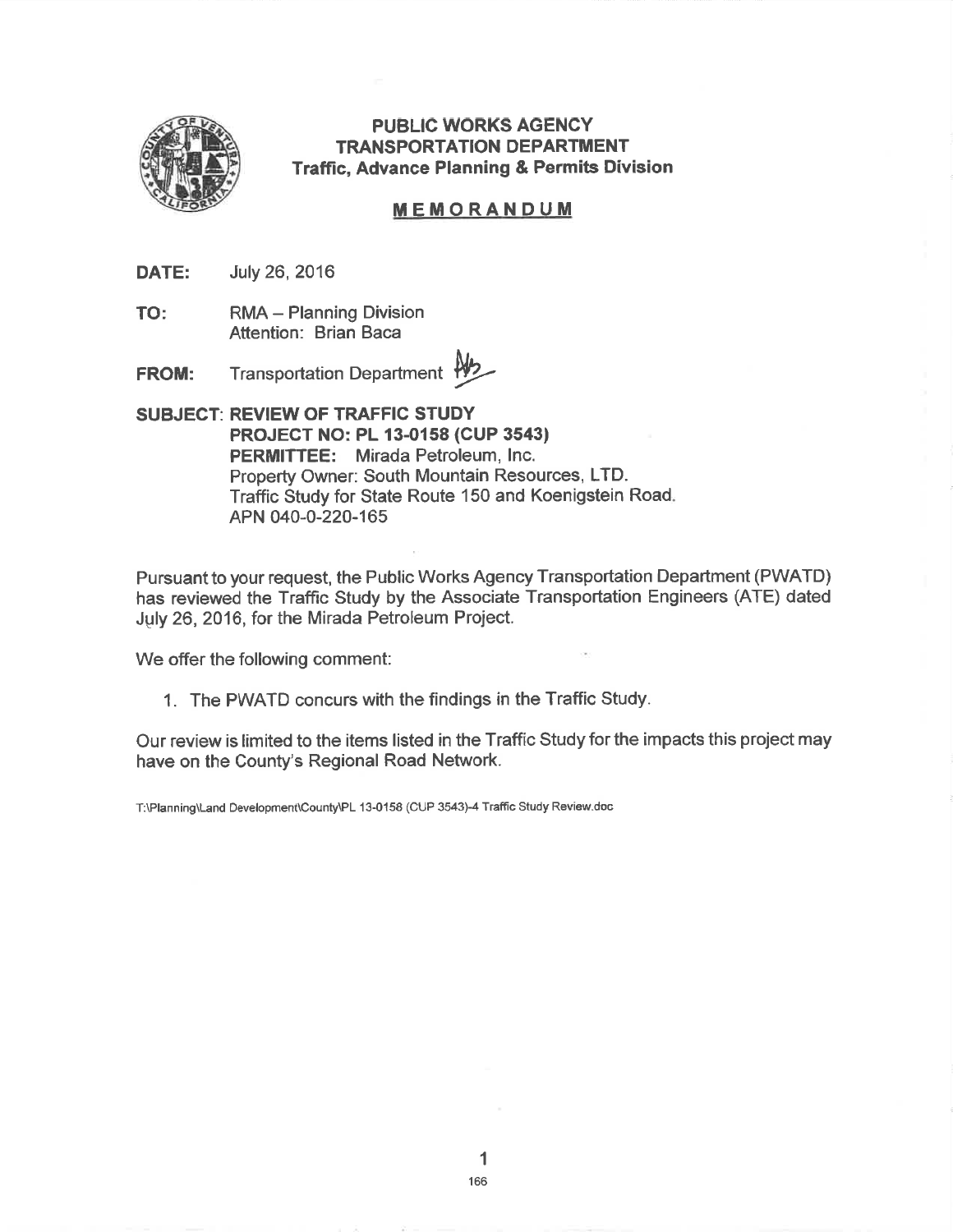**PUBLIC WORKS AGENCY**
**TRANSPORTATION DEPARTMENT**
**Traffic, Advance Planning & Permits Division**

## MEMORANDUM

**DATE:** July 26, 2016

**TO:** RMA – Planning Division
Attention: Brian Baca

**FROM:** Transportation Department

**SUBJECT: REVIEW OF TRAFFIC STUDY**
**PROJECT NO: PL 13-0158 (CUP 3543)**
**PERMITTEE:** Mirada Petroleum, Inc.
Property Owner: South Mountain Resources, LTD.
Traffic Study for State Route 150 and Koenigstein Road.
APN 040-0-220-165

Pursuant to your request, the Public Works Agency Transportation Department (PWATD) has reviewed the Traffic Study by the Associate Transportation Engineers (ATE) dated July 26, 2016, for the Mirada Petroleum Project.

We offer the following comment:

1. The PWATD concurs with the findings in the Traffic Study.

Our review is limited to the items listed in the Traffic Study for the impacts this project may have on the County's Regional Road Network.

T:\Planning\Land Development\County\PL 13-0158 (CUP 3543)-4 Traffic Study Review.doc